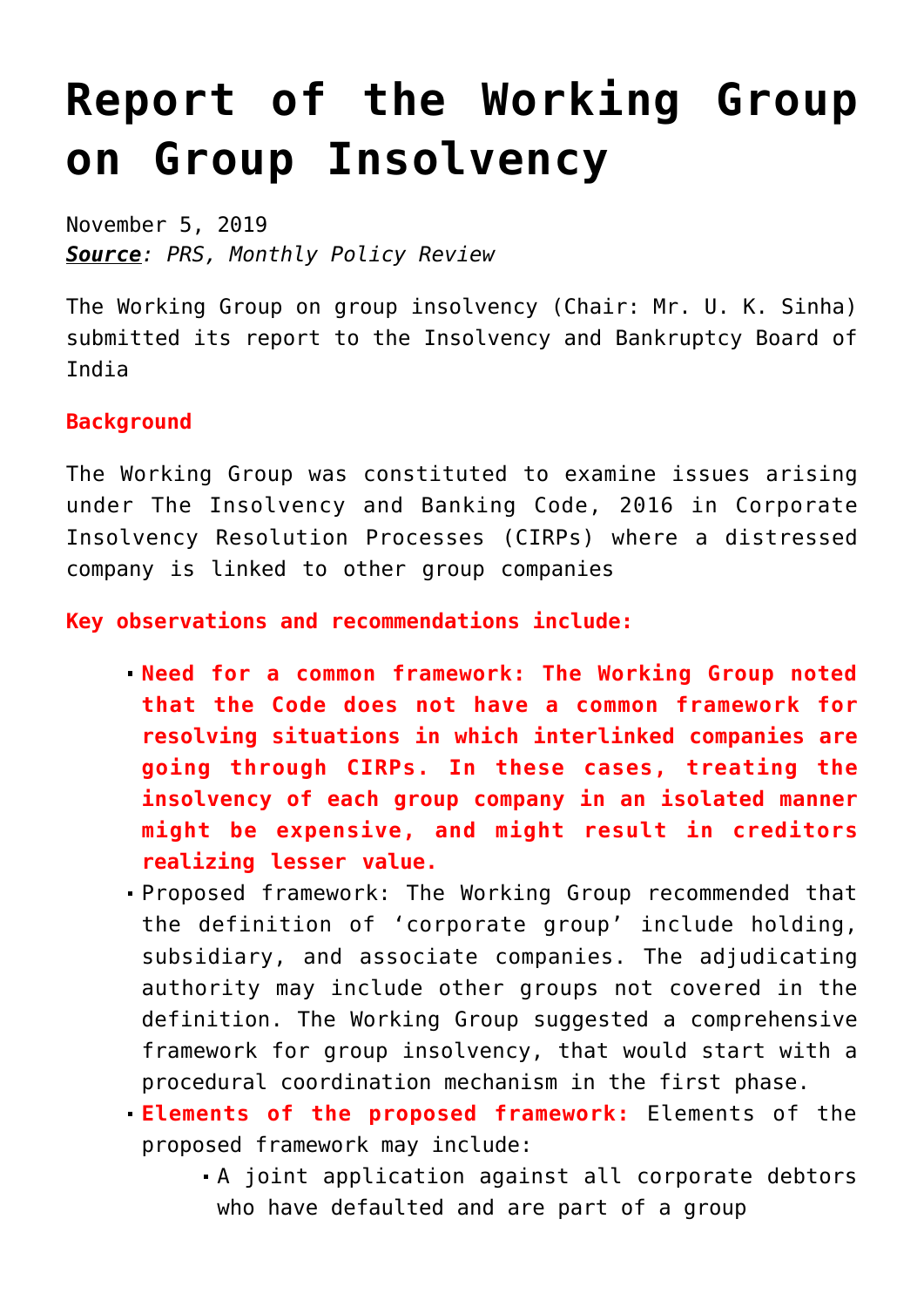# Report of the Working Group on Group Insolvency

November 5, 2019
***Source**: PRS, Monthly Policy Review*

The Working Group on group insolvency (Chair: Mr. U. K. Sinha) submitted its report to the Insolvency and Bankruptcy Board of India

**Background**

The Working Group was constituted to examine issues arising under The Insolvency and Banking Code, 2016 in Corporate Insolvency Resolution Processes (CIRPs) where a distressed company is linked to other group companies

**Key observations and recommendations include:**

- **Need for a common framework: The Working Group noted that the Code does not have a common framework for resolving situations in which interlinked companies are going through CIRPs. In these cases, treating the insolvency of each group company in an isolated manner might be expensive, and might result in creditors realizing lesser value.**
- Proposed framework: The Working Group recommended that the definition of 'corporate group' include holding, subsidiary, and associate companies. The adjudicating authority may include other groups not covered in the definition. The Working Group suggested a comprehensive framework for group insolvency, that would start with a procedural coordination mechanism in the first phase.
- **Elements of the proposed framework:** Elements of the proposed framework may include:
  - A joint application against all corporate debtors who have defaulted and are part of a group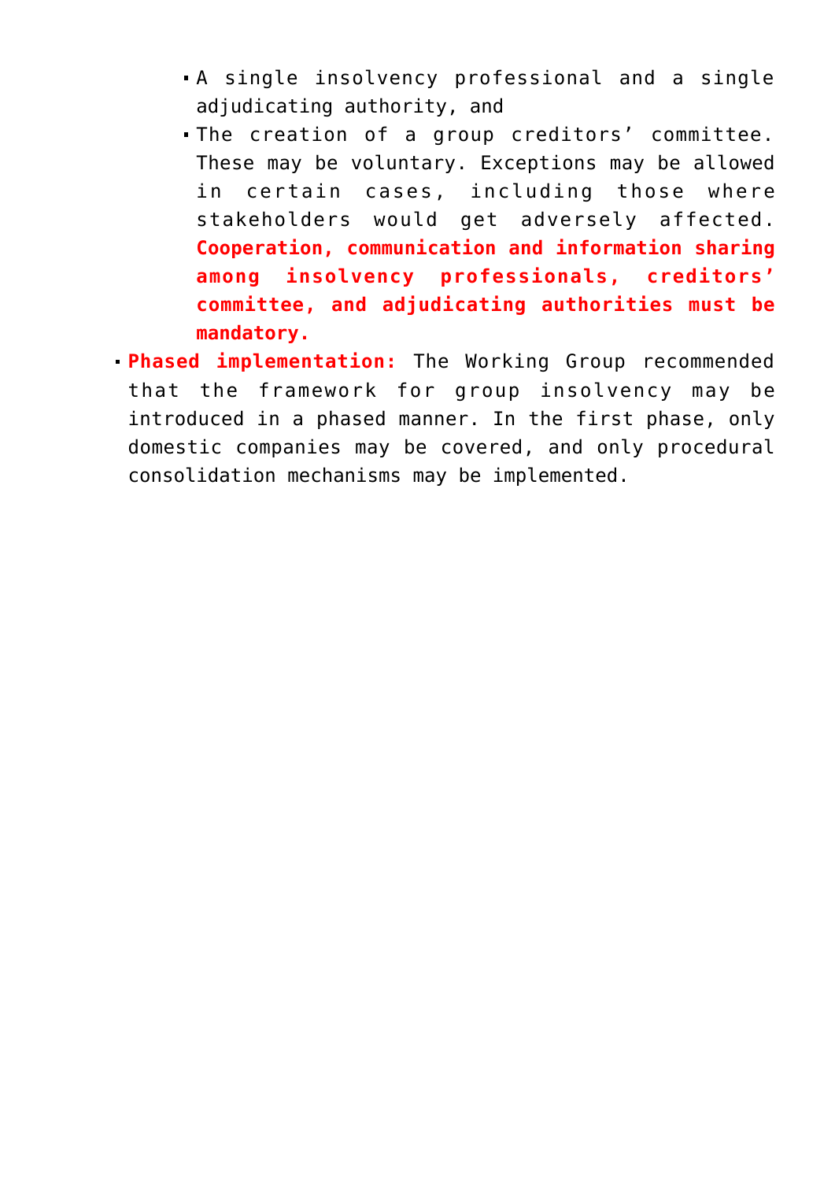- A single insolvency professional and a single adjudicating authority, and
    - The creation of a group creditors' committee. These may be voluntary. Exceptions may be allowed in certain cases, including those where stakeholders would get adversely affected. **Cooperation, communication and information sharing among insolvency professionals, creditors' committee, and adjudicating authorities must be mandatory.**
- **Phased implementation:** The Working Group recommended that the framework for group insolvency may be introduced in a phased manner. In the first phase, only domestic companies may be covered, and only procedural consolidation mechanisms may be implemented.